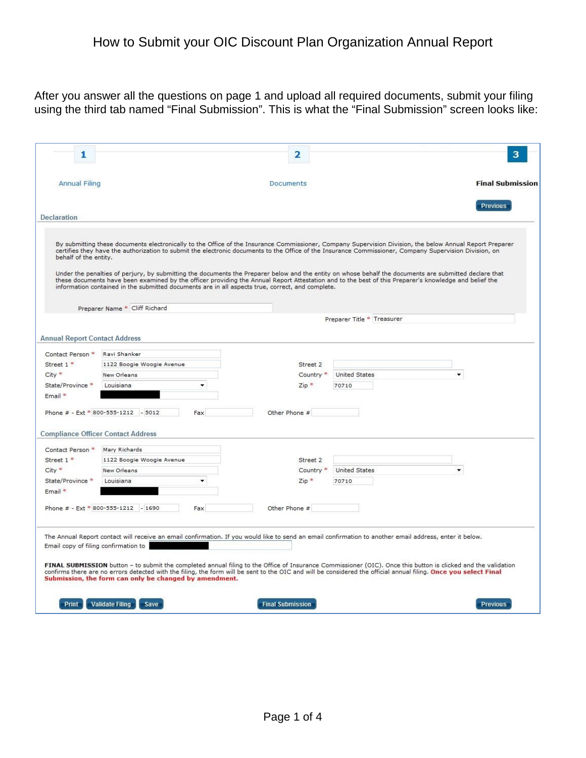# How to Submit your OIC Discount Plan Organization Annual Report

After you answer all the questions on page 1 and upload all required documents, submit your filing using the third tab named "Final Submission". This is what the "Final Submission" screen looks like:

**1** Annual Filing | **2** Documents | **3** **Final Submission**

[Previous]

### Declaration

By submitting these documents electronically to the Office of the Insurance Commissioner, Company Supervision Division, the below Annual Report Preparer certifies they have the authorization to submit the electronic documents to the Office of the Insurance Commissioner, Company Supervision Division, on behalf of the entity.

Under the penalties of perjury, by submitting the documents the Preparer below and the entity on whose behalf the documents are submitted declare that these documents have been examined by the officer providing the Annual Report Attestation and to the best of this Preparer's knowledge and belief the information contained in the submitted documents are in all aspects true, correct, and complete.

Preparer Name * Cliff Richard

Preparer Title * Treasurer

### Annual Report Contact Address

| Field | Value | Field | Value |
|---|---|---|---|
| Contact Person * | Ravi Shanker | | |
| Street 1 * | 1122 Boogie Woogie Avenue | Street 2 | |
| City * | New Orleans | Country * | United States |
| State/Province * | Louisiana | Zip * | 70710 |
| Email * | [redacted] | | |
| Phone # - Ext * | 800-555-1212 - 5012 | Fax | |
| | | Other Phone # | |

### Compliance Officer Contact Address

| Field | Value | Field | Value |
|---|---|---|---|
| Contact Person * | Mary Richards | | |
| Street 1 * | 1122 Boogie Woogie Avenue | Street 2 | |
| City * | New Orleans | Country * | United States |
| State/Province * | Louisiana | Zip * | 70710 |
| Email * | [redacted] | | |
| Phone # - Ext * | 800-555-1212 - 1690 | Fax | |
| | | Other Phone # | |

The Annual Report contact will receive an email confirmation. If you would like to send an email confirmation to another email address, enter it below.

Email copy of filing confirmation to [redacted]

**FINAL SUBMISSION** button – to submit the completed annual filing to the Office of Insurance Commissioner (OIC). Once this button is clicked and the validation confirms there are no errors detected with the filing, the form will be sent to the OIC and will be considered the official annual filing. **Once you select Final Submission, the form can only be changed by amendment.**

[Print] [Validate Filing] [Save] [Final Submission] [Previous]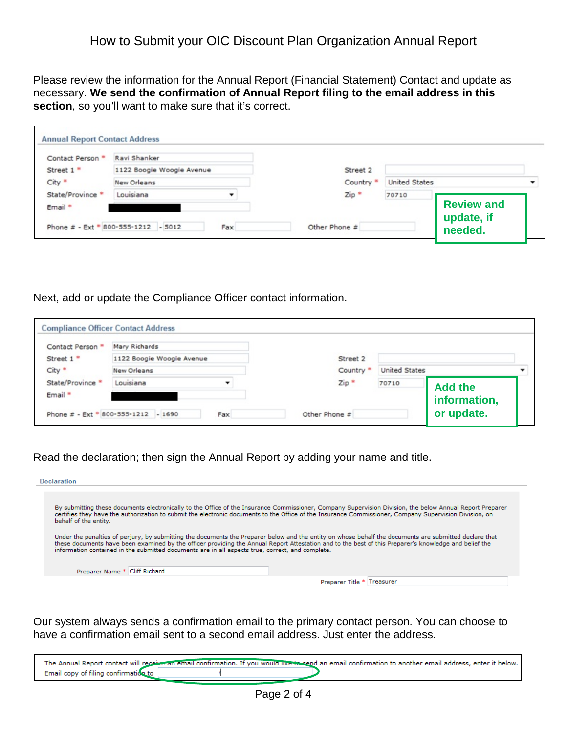# How to Submit your OIC Discount Plan Organization Annual Report

Please review the information for the Annual Report (Financial Statement) Contact and update as necessary. **We send the confirmation of Annual Report filing to the email address in this section**, so you'll want to make sure that it's correct.

**Annual Report Contact Address**

| Field | Value | Field | Value |
|---|---|---|---|
| Contact Person * | Ravi Shanker | | |
| Street 1 * | 1122 Boogie Woogie Avenue | Street 2 | |
| City * | New Orleans | Country * | United States |
| State/Province * | Louisiana | Zip * | 70710 |
| Email * | | | |
| Phone # - Ext * | 800-555-1212 - 5012 | Fax | |
| Other Phone # | | | |

**Review and update, if needed.**

Next, add or update the Compliance Officer contact information.

**Compliance Officer Contact Address**

| Field | Value | Field | Value |
|---|---|---|---|
| Contact Person * | Mary Richards | | |
| Street 1 * | 1122 Boogie Woogie Avenue | Street 2 | |
| City * | New Orleans | Country * | United States |
| State/Province * | Louisiana | Zip * | 70710 |
| Email * | | | |
| Phone # - Ext * | 800-555-1212 - 1690 | Fax | |
| Other Phone # | | | |

**Add the information, or update.**

Read the declaration; then sign the Annual Report by adding your name and title.

**Declaration**

By submitting these documents electronically to the Office of the Insurance Commissioner, Company Supervision Division, the below Annual Report Preparer certifies they have the authorization to submit the electronic documents to the Office of the Insurance Commissioner, Company Supervision Division, on behalf of the entity.

Under the penalties of perjury, by submitting the documents the Preparer below and the entity on whose behalf the documents are submitted declare that these documents have been examined by the officer providing the Annual Report Attestation and to the best of this Preparer's knowledge and belief the information contained in the submitted documents are in all aspects true, correct, and complete.

Preparer Name * Cliff Richard

Preparer Title * Treasurer

Our system always sends a confirmation email to the primary contact person. You can choose to have a confirmation email sent to a second email address. Just enter the address.

The Annual Report contact will receive an email confirmation. If you would like to send an email confirmation to another email address, enter it below.

Email copy of filing confirmation to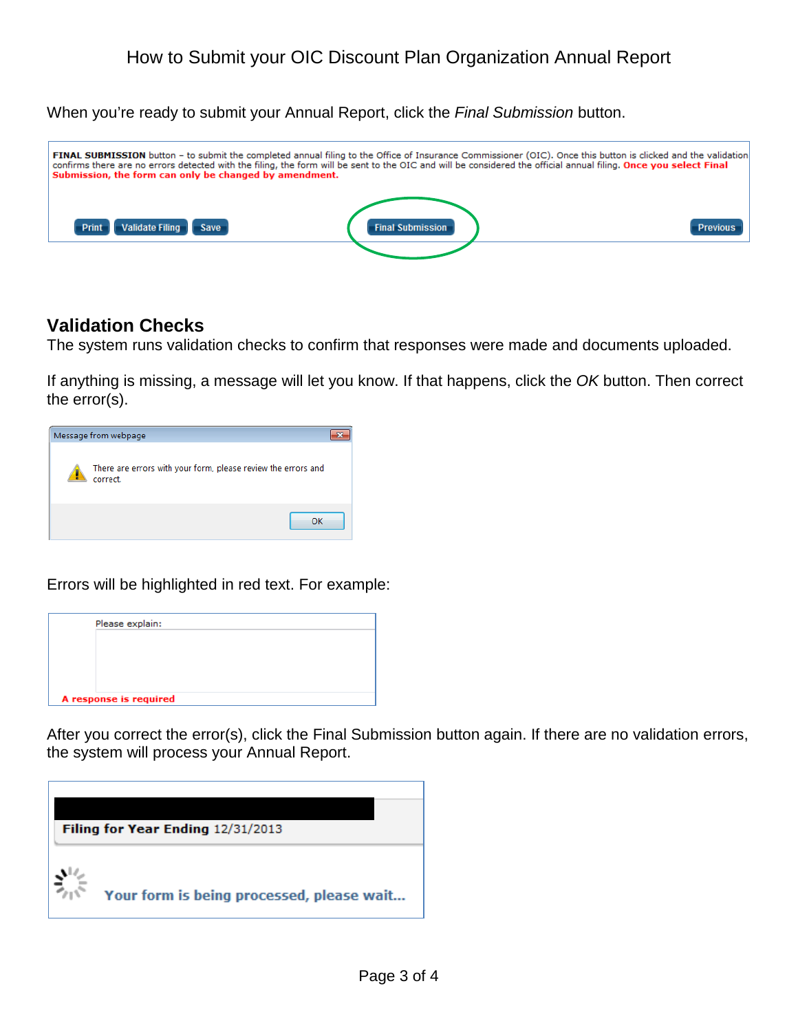# How to Submit your OIC Discount Plan Organization Annual Report

When you're ready to submit your Annual Report, click the *Final Submission* button.

**FINAL SUBMISSION** button – to submit the completed annual filing to the Office of Insurance Commissioner (OIC). Once this button is clicked and the validation confirms there are no errors detected with the filing, the form will be sent to the OIC and will be considered the official annual filing. **Once you select Final Submission, the form can only be changed by amendment.**

Print | Validate Filing | Save | Final Submission | Previous

## Validation Checks

The system runs validation checks to confirm that responses were made and documents uploaded.

If anything is missing, a message will let you know. If that happens, click the *OK* button. Then correct the error(s).

Message from webpage

There are errors with your form, please review the errors and correct.

OK

Errors will be highlighted in red text. For example:

Please explain:

**A response is required**

After you correct the error(s), click the Final Submission button again. If there are no validation errors, the system will process your Annual Report.

**Filing for Year Ending** 12/31/2013

**Your form is being processed, please wait...**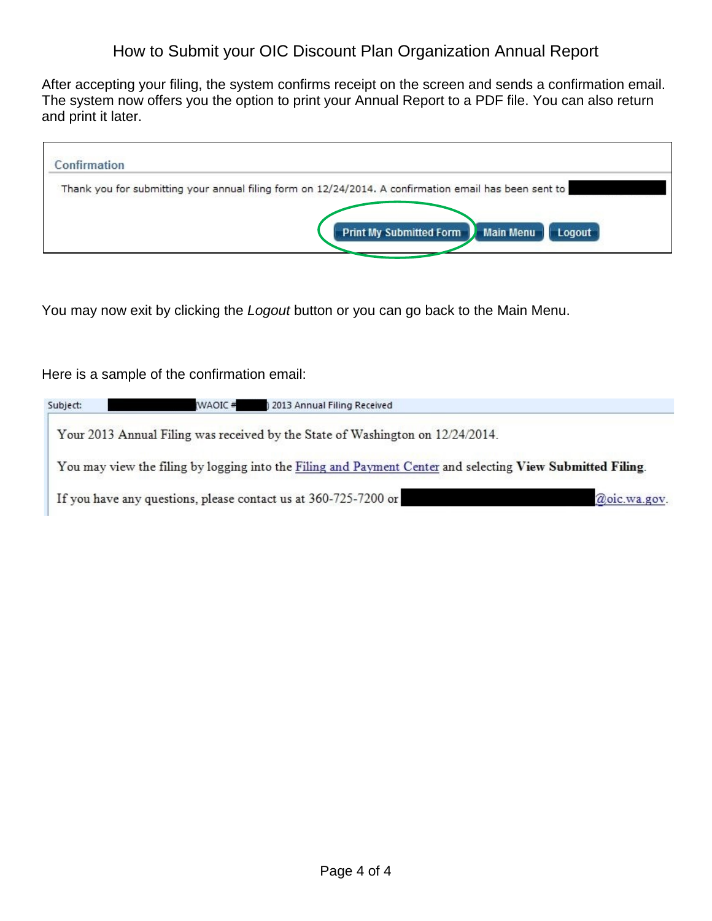# How to Submit your OIC Discount Plan Organization Annual Report

After accepting your filing, the system confirms receipt on the screen and sends a confirmation email. The system now offers you the option to print your Annual Report to a PDF file. You can also return and print it later.

**Confirmation**

Thank you for submitting your annual filing form on 12/24/2014. A confirmation email has been sent to

Print My Submitted Form | Main Menu | Logout

You may now exit by clicking the *Logout* button or you can go back to the Main Menu.

Here is a sample of the confirmation email:

Subject: (WAOIC # ) 2013 Annual Filing Received

Your 2013 Annual Filing was received by the State of Washington on 12/24/2014.

You may view the filing by logging into the Filing and Payment Center and selecting **View Submitted Filing**.

If you have any questions, please contact us at 360-725-7200 or @oic.wa.gov.